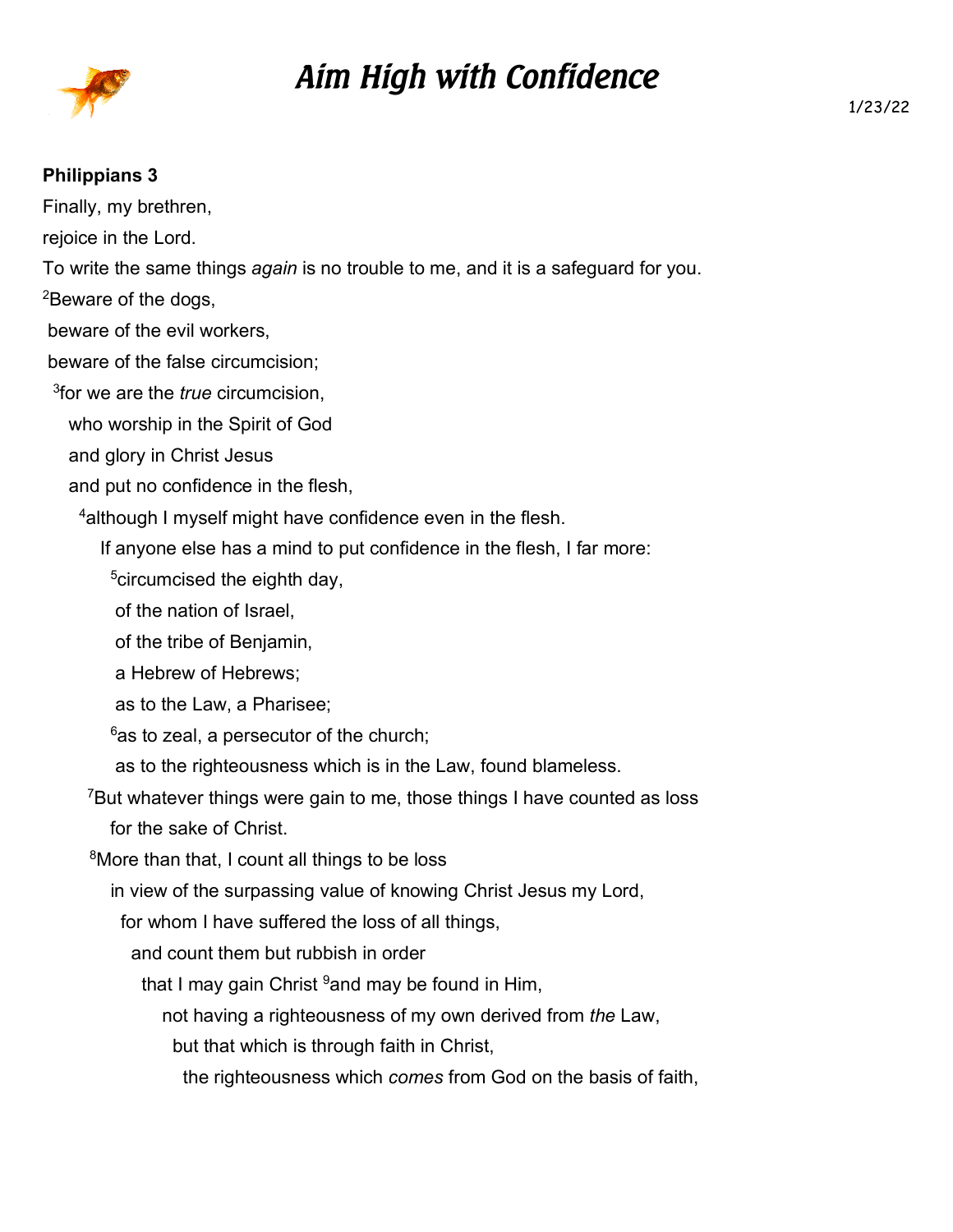# Aim High with Confidence

1/23/22

**Philippians 3**

Finally, my brethren,

rejoice in the Lord.

To write the same things *again* is no trouble to me, and it is a safeguard for you.

[2]Beware of the dogs,

beware of the evil workers,

beware of the false circumcision;

[3]for we are the *true* circumcision,

who worship in the Spirit of God

and glory in Christ Jesus

and put no confidence in the flesh,

[4]although I myself might have confidence even in the flesh.

If anyone else has a mind to put confidence in the flesh, I far more:

[5]circumcised the eighth day,

of the nation of Israel,

of the tribe of Benjamin,

a Hebrew of Hebrews;

as to the Law, a Pharisee;

[6]as to zeal, a persecutor of the church;

as to the righteousness which is in the Law, found blameless.

[7]But whatever things were gain to me, those things I have counted as loss

for the sake of Christ.

[8]More than that, I count all things to be loss

in view of the surpassing value of knowing Christ Jesus my Lord,

for whom I have suffered the loss of all things,

and count them but rubbish in order

that I may gain Christ [9]and may be found in Him,

not having a righteousness of my own derived from *the* Law,

but that which is through faith in Christ,

the righteousness which *comes* from God on the basis of faith,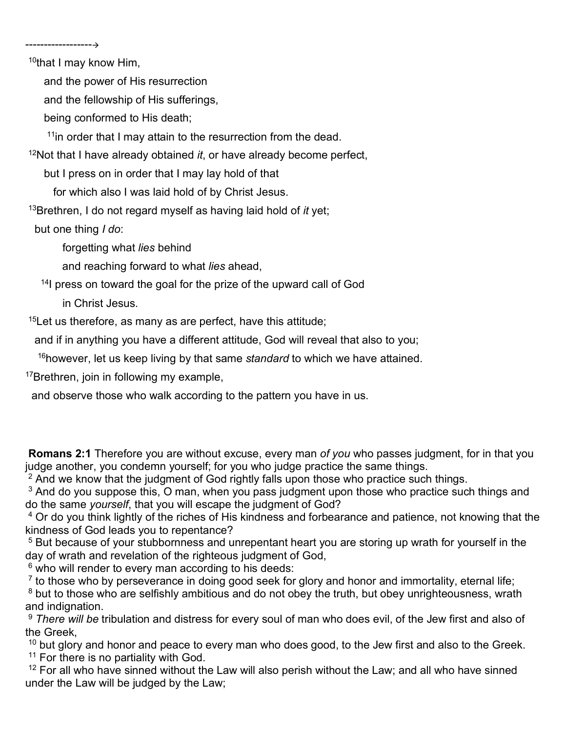------------------→

[10]that I may know Him,

and the power of His resurrection

and the fellowship of His sufferings,

being conformed to His death;

[11]in order that I may attain to the resurrection from the dead.

[12]Not that I have already obtained *it*, or have already become perfect,

but I press on in order that I may lay hold of that

for which also I was laid hold of by Christ Jesus.

[13]Brethren, I do not regard myself as having laid hold of *it* yet;

but one thing *I do*:

forgetting what *lies* behind

and reaching forward to what *lies* ahead,

[14]I press on toward the goal for the prize of the upward call of God

in Christ Jesus.

[15]Let us therefore, as many as are perfect, have this attitude;

and if in anything you have a different attitude, God will reveal that also to you;

[16]however, let us keep living by that same *standard* to which we have attained.

[17]Brethren, join in following my example,

and observe those who walk according to the pattern you have in us.

**Romans 2:1** Therefore you are without excuse, every man *of you* who passes judgment, for in that you judge another, you condemn yourself; for you who judge practice the same things.
[2] And we know that the judgment of God rightly falls upon those who practice such things.
[3] And do you suppose this, O man, when you pass judgment upon those who practice such things and do the same *yourself*, that you will escape the judgment of God?
[4] Or do you think lightly of the riches of His kindness and forbearance and patience, not knowing that the kindness of God leads you to repentance?
[5] But because of your stubbornness and unrepentant heart you are storing up wrath for yourself in the day of wrath and revelation of the righteous judgment of God,
[6] who will render to every man according to his deeds:
[7] to those who by perseverance in doing good seek for glory and honor and immortality, eternal life;
[8] but to those who are selfishly ambitious and do not obey the truth, but obey unrighteousness, wrath and indignation.
[9] *There will be* tribulation and distress for every soul of man who does evil, of the Jew first and also of the Greek,
[10] but glory and honor and peace to every man who does good, to the Jew first and also to the Greek.
[11] For there is no partiality with God.
[12] For all who have sinned without the Law will also perish without the Law; and all who have sinned under the Law will be judged by the Law;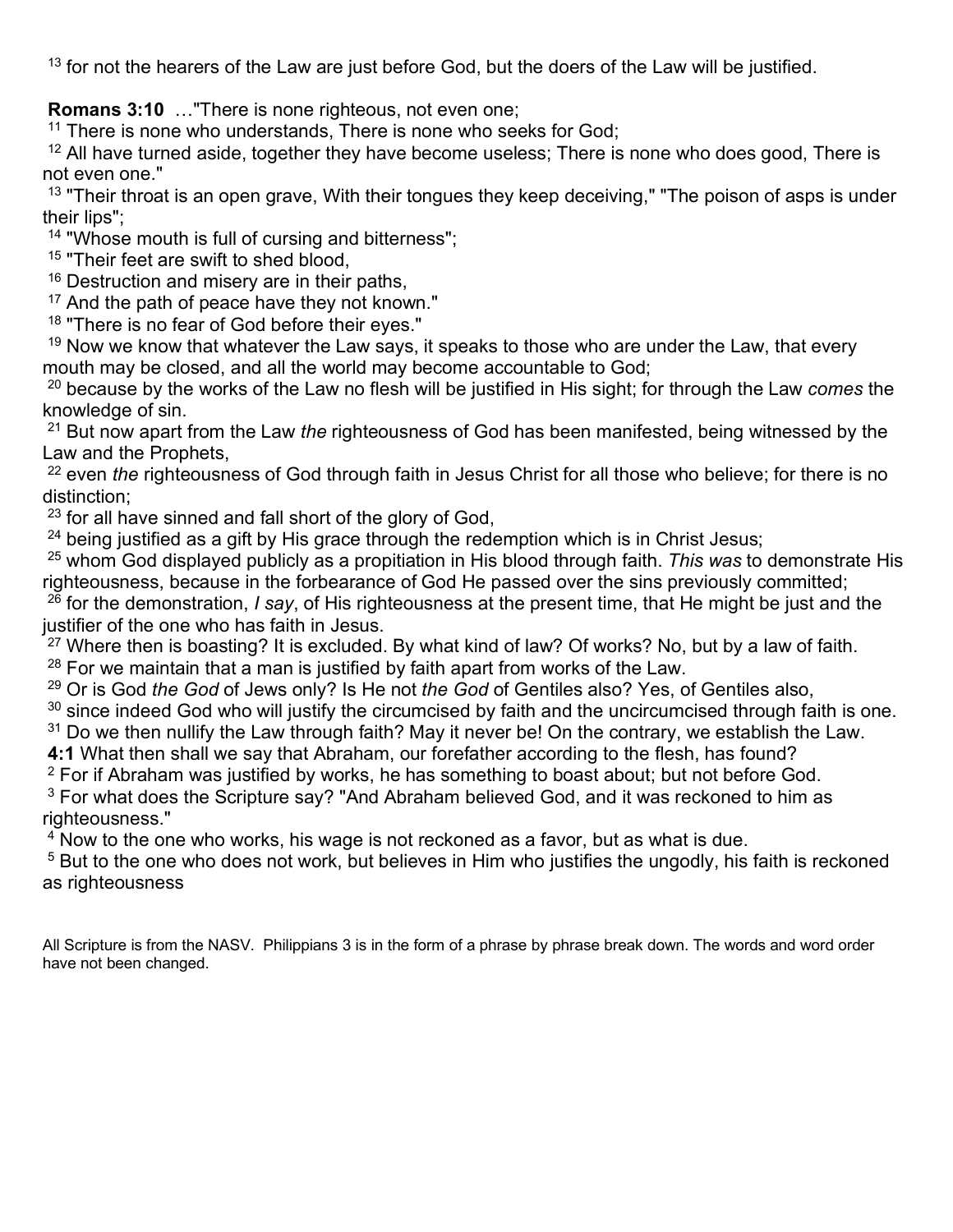[13] for not the hearers of the Law are just before God, but the doers of the Law will be justified.

**Romans 3:10** …"There is none righteous, not even one;
[11] There is none who understands, There is none who seeks for God;
[12] All have turned aside, together they have become useless; There is none who does good, There is not even one."
[13] "Their throat is an open grave, With their tongues they keep deceiving," "The poison of asps is under their lips";
[14] "Whose mouth is full of cursing and bitterness";
[15] "Their feet are swift to shed blood,
[16] Destruction and misery are in their paths,
[17] And the path of peace have they not known."
[18] "There is no fear of God before their eyes."
[19] Now we know that whatever the Law says, it speaks to those who are under the Law, that every mouth may be closed, and all the world may become accountable to God;
[20] because by the works of the Law no flesh will be justified in His sight; for through the Law *comes* the knowledge of sin.
[21] But now apart from the Law *the* righteousness of God has been manifested, being witnessed by the Law and the Prophets,
[22] even *the* righteousness of God through faith in Jesus Christ for all those who believe; for there is no distinction;
[23] for all have sinned and fall short of the glory of God,
[24] being justified as a gift by His grace through the redemption which is in Christ Jesus;
[25] whom God displayed publicly as a propitiation in His blood through faith. *This was* to demonstrate His righteousness, because in the forbearance of God He passed over the sins previously committed;
[26] for the demonstration, *I say*, of His righteousness at the present time, that He might be just and the justifier of the one who has faith in Jesus.
[27] Where then is boasting? It is excluded. By what kind of law? Of works? No, but by a law of faith.
[28] For we maintain that a man is justified by faith apart from works of the Law.
[29] Or is God *the God* of Jews only? Is He not *the God* of Gentiles also? Yes, of Gentiles also,
[30] since indeed God who will justify the circumcised by faith and the uncircumcised through faith is one.
[31] Do we then nullify the Law through faith? May it never be! On the contrary, we establish the Law.
**4:1** What then shall we say that Abraham, our forefather according to the flesh, has found?
[2] For if Abraham was justified by works, he has something to boast about; but not before God.
[3] For what does the Scripture say? "And Abraham believed God, and it was reckoned to him as righteousness."
[4] Now to the one who works, his wage is not reckoned as a favor, but as what is due.
[5] But to the one who does not work, but believes in Him who justifies the ungodly, his faith is reckoned as righteousness

All Scripture is from the NASV. Philippians 3 is in the form of a phrase by phrase break down. The words and word order have not been changed.